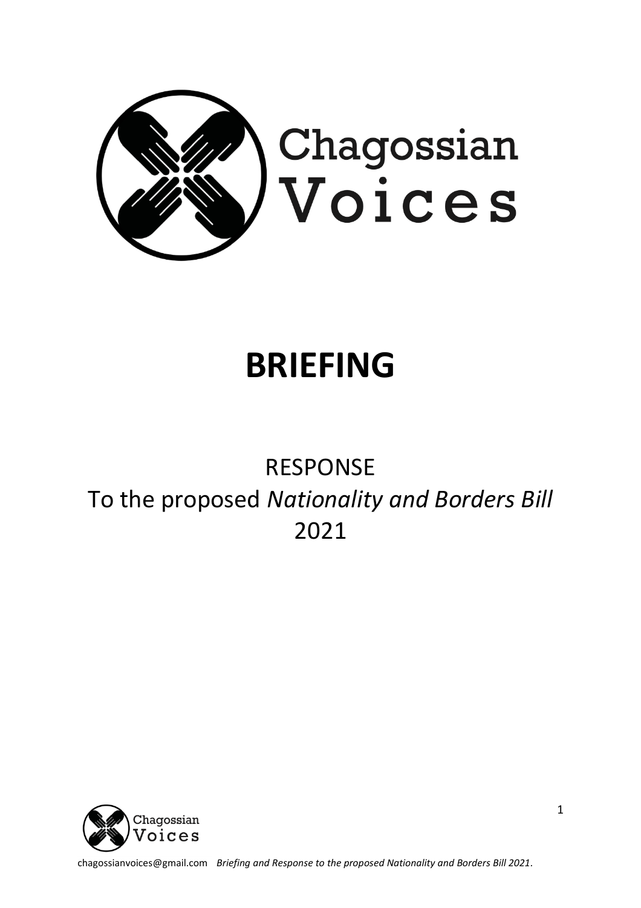Chagossian Voices

# BRIEFING

RESPONSE

To the proposed *Nationality and Borders Bill*

2021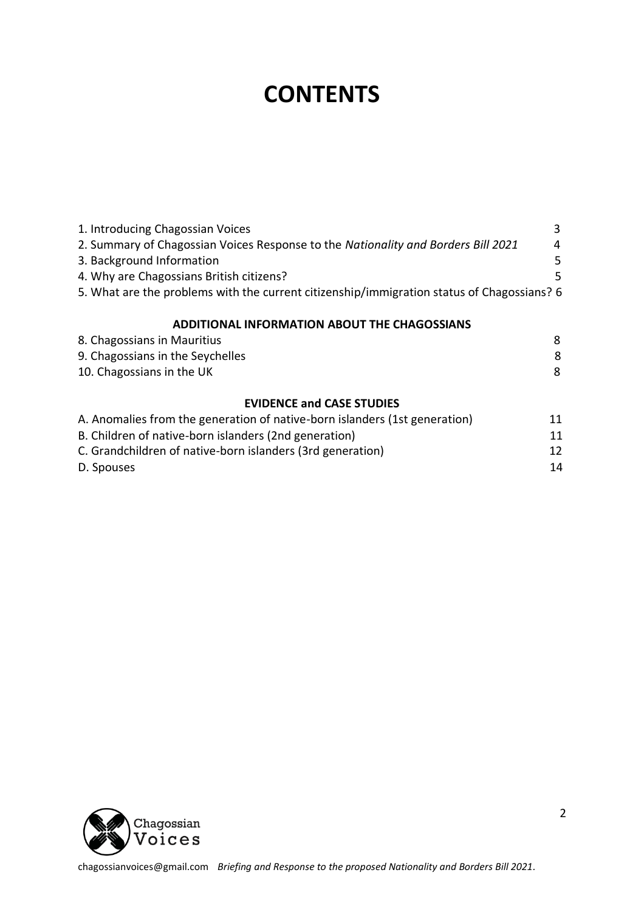# CONTENTS

| | |
|---|---|
| 1. Introducing Chagossian Voices | 3 |
| 2. Summary of Chagossian Voices Response to the *Nationality and Borders Bill 2021* | 4 |
| 3. Background Information | 5 |
| 4. Why are Chagossians British citizens? | 5 |
| 5. What are the problems with the current citizenship/immigration status of Chagossians? | 6 |

## ADDITIONAL INFORMATION ABOUT THE CHAGOSSIANS

| | |
|---|---|
| 8. Chagossians in Mauritius | 8 |
| 9. Chagossians in the Seychelles | 8 |
| 10. Chagossians in the UK | 8 |

## EVIDENCE and CASE STUDIES

| | |
|---|---|
| A. Anomalies from the generation of native-born islanders (1st generation) | 11 |
| B. Children of native-born islanders (2nd generation) | 11 |
| C. Grandchildren of native-born islanders (3rd generation) | 12 |
| D. Spouses | 14 |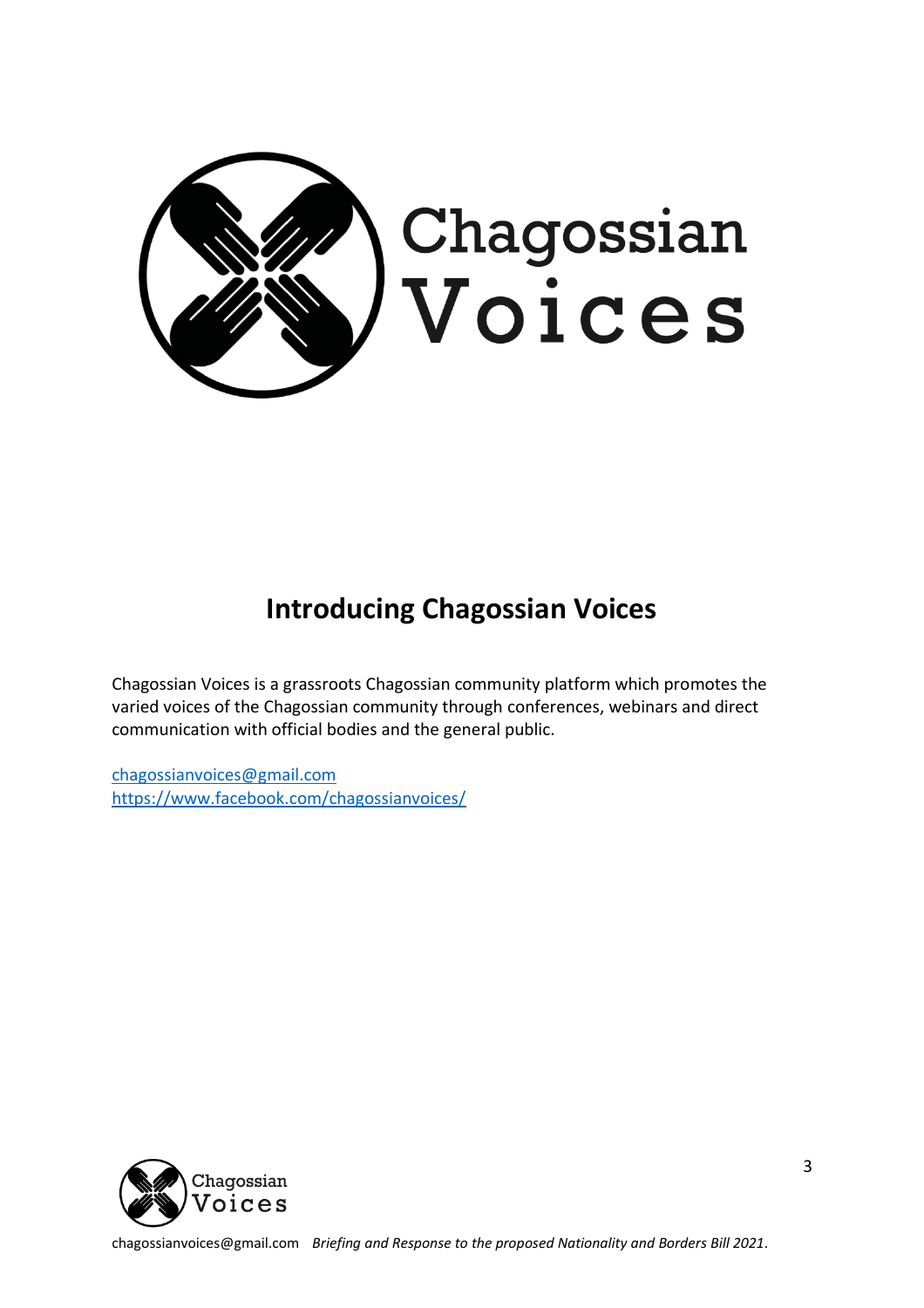## Introducing Chagossian Voices

Chagossian Voices is a grassroots Chagossian community platform which promotes the varied voices of the Chagossian community through conferences, webinars and direct communication with official bodies and the general public.

[chagossianvoices@gmail.com](mailto:chagossianvoices@gmail.com)
[https://www.facebook.com/chagossianvoices/](https://www.facebook.com/chagossianvoices/)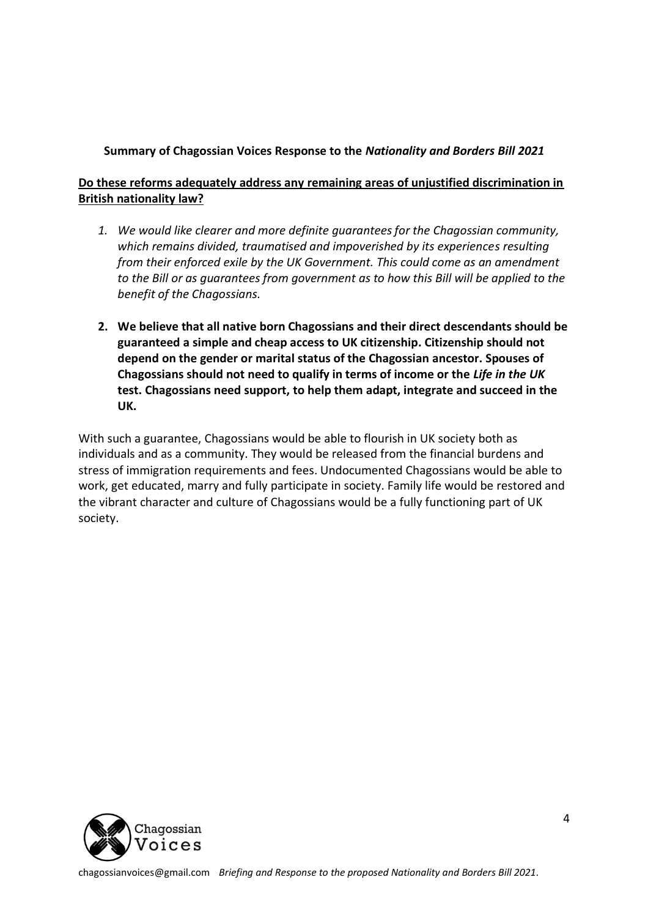**Summary of Chagossian Voices Response to the *Nationality and Borders Bill 2021***

**<u>Do these reforms adequately address any remaining areas of unjustified discrimination in British nationality law?</u>**

1. *We would like clearer and more definite guarantees for the Chagossian community, which remains divided, traumatised and impoverished by its experiences resulting from their enforced exile by the UK Government. This could come as an amendment to the Bill or as guarantees from government as to how this Bill will be applied to the benefit of the Chagossians.*

2. **We believe that all native born Chagossians and their direct descendants should be guaranteed a simple and cheap access to UK citizenship. Citizenship should not depend on the gender or marital status of the Chagossian ancestor. Spouses of Chagossians should not need to qualify in terms of income or the *Life in the UK* test. Chagossians need support, to help them adapt, integrate and succeed in the UK.**

With such a guarantee, Chagossians would be able to flourish in UK society both as individuals and as a community. They would be released from the financial burdens and stress of immigration requirements and fees. Undocumented Chagossians would be able to work, get educated, marry and fully participate in society. Family life would be restored and the vibrant character and culture of Chagossians would be a fully functioning part of UK society.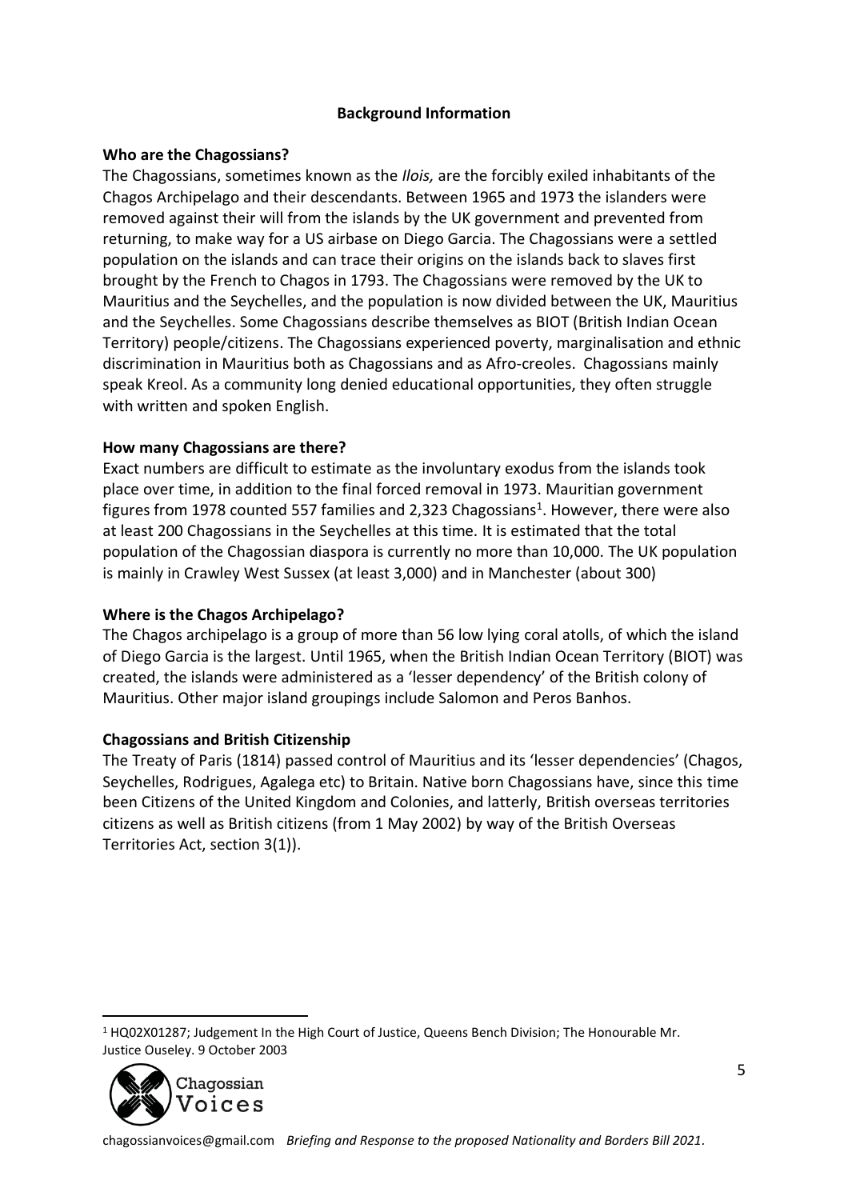## Background Information

### Who are the Chagossians?

The Chagossians, sometimes known as the *Ilois,* are the forcibly exiled inhabitants of the Chagos Archipelago and their descendants. Between 1965 and 1973 the islanders were removed against their will from the islands by the UK government and prevented from returning, to make way for a US airbase on Diego Garcia. The Chagossians were a settled population on the islands and can trace their origins on the islands back to slaves first brought by the French to Chagos in 1793. The Chagossians were removed by the UK to Mauritius and the Seychelles, and the population is now divided between the UK, Mauritius and the Seychelles. Some Chagossians describe themselves as BIOT (British Indian Ocean Territory) people/citizens. The Chagossians experienced poverty, marginalisation and ethnic discrimination in Mauritius both as Chagossians and as Afro-creoles. Chagossians mainly speak Kreol. As a community long denied educational opportunities, they often struggle with written and spoken English.

### How many Chagossians are there?

Exact numbers are difficult to estimate as the involuntary exodus from the islands took place over time, in addition to the final forced removal in 1973. Mauritian government figures from 1978 counted 557 families and 2,323 Chagossians[1]. However, there were also at least 200 Chagossians in the Seychelles at this time. It is estimated that the total population of the Chagossian diaspora is currently no more than 10,000. The UK population is mainly in Crawley West Sussex (at least 3,000) and in Manchester (about 300)

### Where is the Chagos Archipelago?

The Chagos archipelago is a group of more than 56 low lying coral atolls, of which the island of Diego Garcia is the largest. Until 1965, when the British Indian Ocean Territory (BIOT) was created, the islands were administered as a 'lesser dependency' of the British colony of Mauritius. Other major island groupings include Salomon and Peros Banhos.

### Chagossians and British Citizenship

The Treaty of Paris (1814) passed control of Mauritius and its 'lesser dependencies' (Chagos, Seychelles, Rodrigues, Agalega etc) to Britain. Native born Chagossians have, since this time been Citizens of the United Kingdom and Colonies, and latterly, British overseas territories citizens as well as British citizens (from 1 May 2002) by way of the British Overseas Territories Act, section 3(1)).

---

[1] HQ02X01287; Judgement In the High Court of Justice, Queens Bench Division; The Honourable Mr. Justice Ouseley. 9 October 2003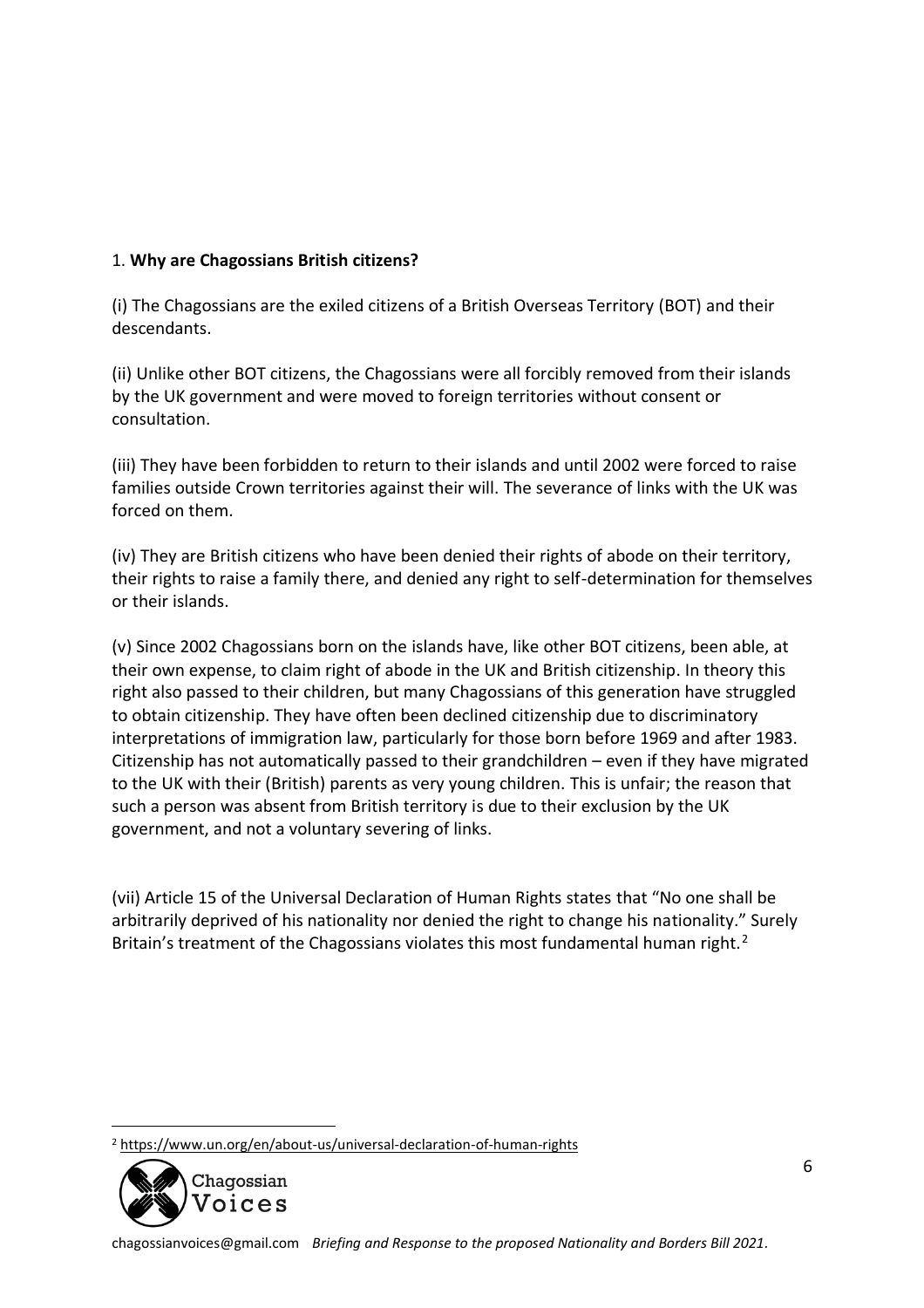1. **Why are Chagossians British citizens?**

(i) The Chagossians are the exiled citizens of a British Overseas Territory (BOT) and their descendants.

(ii) Unlike other BOT citizens, the Chagossians were all forcibly removed from their islands by the UK government and were moved to foreign territories without consent or consultation.

(iii) They have been forbidden to return to their islands and until 2002 were forced to raise families outside Crown territories against their will. The severance of links with the UK was forced on them.

(iv) They are British citizens who have been denied their rights of abode on their territory, their rights to raise a family there, and denied any right to self-determination for themselves or their islands.

(v) Since 2002 Chagossians born on the islands have, like other BOT citizens, been able, at their own expense, to claim right of abode in the UK and British citizenship. In theory this right also passed to their children, but many Chagossians of this generation have struggled to obtain citizenship. They have often been declined citizenship due to discriminatory interpretations of immigration law, particularly for those born before 1969 and after 1983. Citizenship has not automatically passed to their grandchildren – even if they have migrated to the UK with their (British) parents as very young children. This is unfair; the reason that such a person was absent from British territory is due to their exclusion by the UK government, and not a voluntary severing of links.

(vii) Article 15 of the Universal Declaration of Human Rights states that "No one shall be arbitrarily deprived of his nationality nor denied the right to change his nationality." Surely Britain's treatment of the Chagossians violates this most fundamental human right.[2]

[2] https://www.un.org/en/about-us/universal-declaration-of-human-rights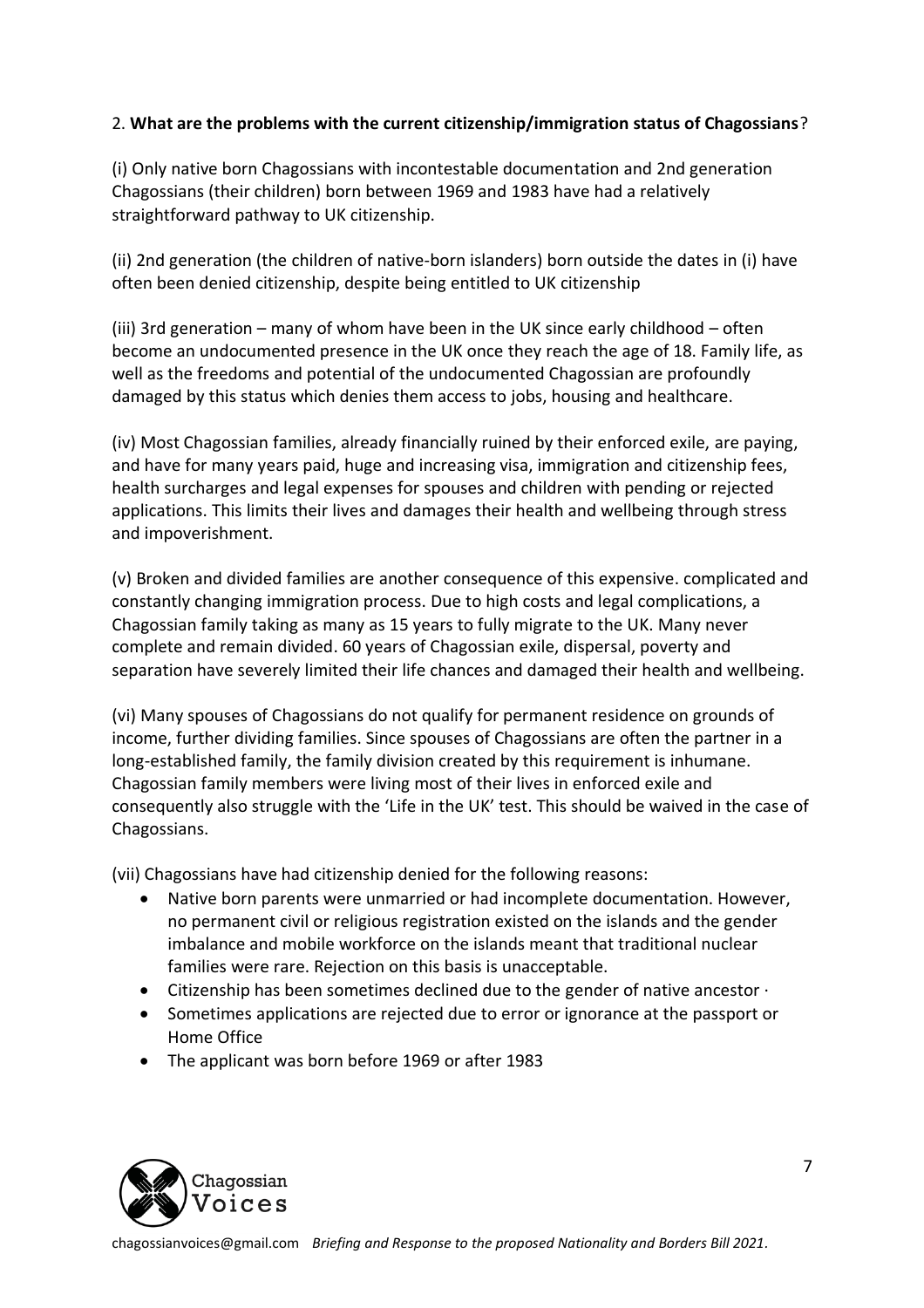2. **What are the problems with the current citizenship/immigration status of Chagossians**?

(i) Only native born Chagossians with incontestable documentation and 2nd generation Chagossians (their children) born between 1969 and 1983 have had a relatively straightforward pathway to UK citizenship.

(ii) 2nd generation (the children of native-born islanders) born outside the dates in (i) have often been denied citizenship, despite being entitled to UK citizenship

(iii) 3rd generation – many of whom have been in the UK since early childhood – often become an undocumented presence in the UK once they reach the age of 18. Family life, as well as the freedoms and potential of the undocumented Chagossian are profoundly damaged by this status which denies them access to jobs, housing and healthcare.

(iv) Most Chagossian families, already financially ruined by their enforced exile, are paying, and have for many years paid, huge and increasing visa, immigration and citizenship fees, health surcharges and legal expenses for spouses and children with pending or rejected applications. This limits their lives and damages their health and wellbeing through stress and impoverishment.

(v) Broken and divided families are another consequence of this expensive. complicated and constantly changing immigration process. Due to high costs and legal complications, a Chagossian family taking as many as 15 years to fully migrate to the UK. Many never complete and remain divided. 60 years of Chagossian exile, dispersal, poverty and separation have severely limited their life chances and damaged their health and wellbeing.

(vi) Many spouses of Chagossians do not qualify for permanent residence on grounds of income, further dividing families. Since spouses of Chagossians are often the partner in a long-established family, the family division created by this requirement is inhumane. Chagossian family members were living most of their lives in enforced exile and consequently also struggle with the 'Life in the UK' test. This should be waived in the case of Chagossians.

(vii) Chagossians have had citizenship denied for the following reasons:

- Native born parents were unmarried or had incomplete documentation. However, no permanent civil or religious registration existed on the islands and the gender imbalance and mobile workforce on the islands meant that traditional nuclear families were rare. Rejection on this basis is unacceptable.
- Citizenship has been sometimes declined due to the gender of native ancestor ·
- Sometimes applications are rejected due to error or ignorance at the passport or Home Office
- The applicant was born before 1969 or after 1983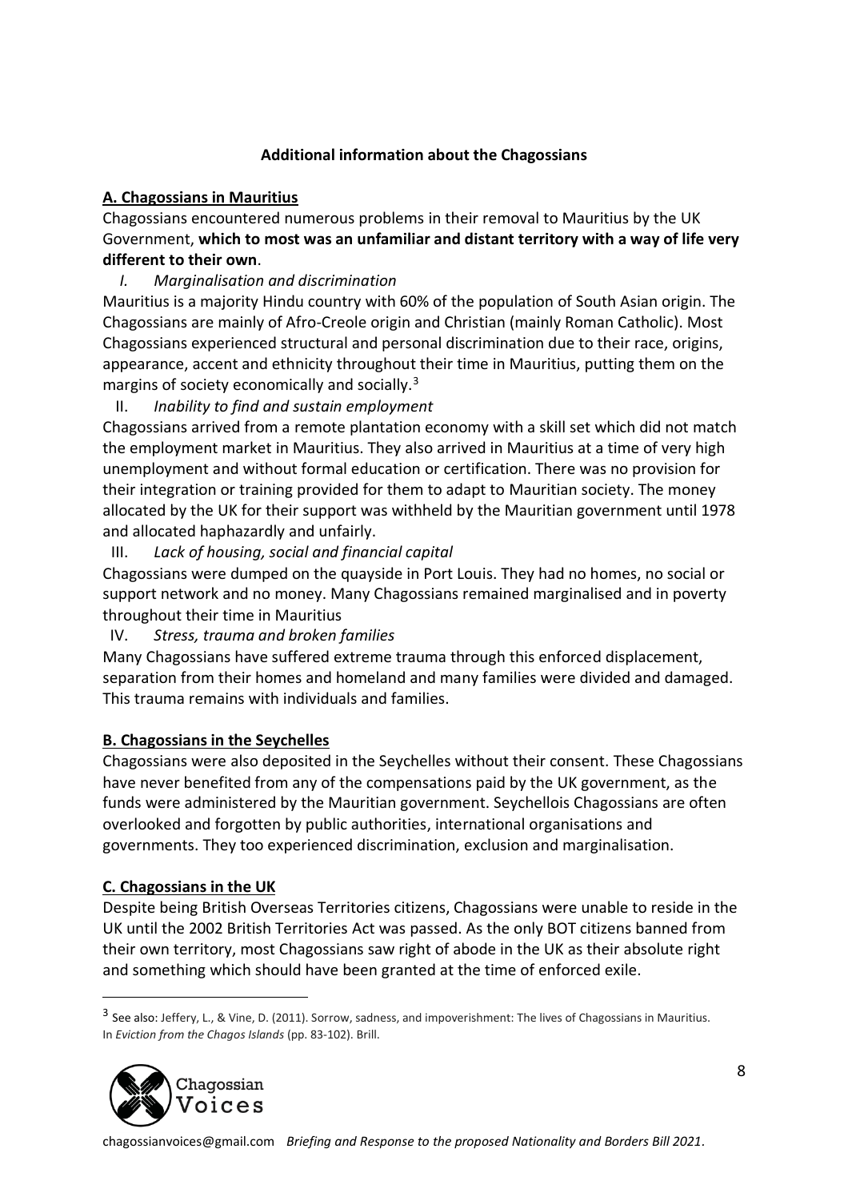**Additional information about the Chagossians**

**A. Chagossians in Mauritius**

Chagossians encountered numerous problems in their removal to Mauritius by the UK Government, **which to most was an unfamiliar and distant territory with a way of life very different to their own**.

I. *Marginalisation and discrimination*

Mauritius is a majority Hindu country with 60% of the population of South Asian origin. The Chagossians are mainly of Afro-Creole origin and Christian (mainly Roman Catholic). Most Chagossians experienced structural and personal discrimination due to their race, origins, appearance, accent and ethnicity throughout their time in Mauritius, putting them on the margins of society economically and socially.[3]

II. *Inability to find and sustain employment*

Chagossians arrived from a remote plantation economy with a skill set which did not match the employment market in Mauritius. They also arrived in Mauritius at a time of very high unemployment and without formal education or certification. There was no provision for their integration or training provided for them to adapt to Mauritian society. The money allocated by the UK for their support was withheld by the Mauritian government until 1978 and allocated haphazardly and unfairly.

III. *Lack of housing, social and financial capital*

Chagossians were dumped on the quayside in Port Louis. They had no homes, no social or support network and no money. Many Chagossians remained marginalised and in poverty throughout their time in Mauritius

IV. *Stress, trauma and broken families*

Many Chagossians have suffered extreme trauma through this enforced displacement, separation from their homes and homeland and many families were divided and damaged. This trauma remains with individuals and families.

**B. Chagossians in the Seychelles**

Chagossians were also deposited in the Seychelles without their consent. These Chagossians have never benefited from any of the compensations paid by the UK government, as the funds were administered by the Mauritian government. Seychellois Chagossians are often overlooked and forgotten by public authorities, international organisations and governments. They too experienced discrimination, exclusion and marginalisation.

**C. Chagossians in the UK**

Despite being British Overseas Territories citizens, Chagossians were unable to reside in the UK until the 2002 British Territories Act was passed. As the only BOT citizens banned from their own territory, most Chagossians saw right of abode in the UK as their absolute right and something which should have been granted at the time of enforced exile.

---

[3] See also: Jeffery, L., & Vine, D. (2011). Sorrow, sadness, and impoverishment: The lives of Chagossians in Mauritius. In *Eviction from the Chagos Islands* (pp. 83-102). Brill.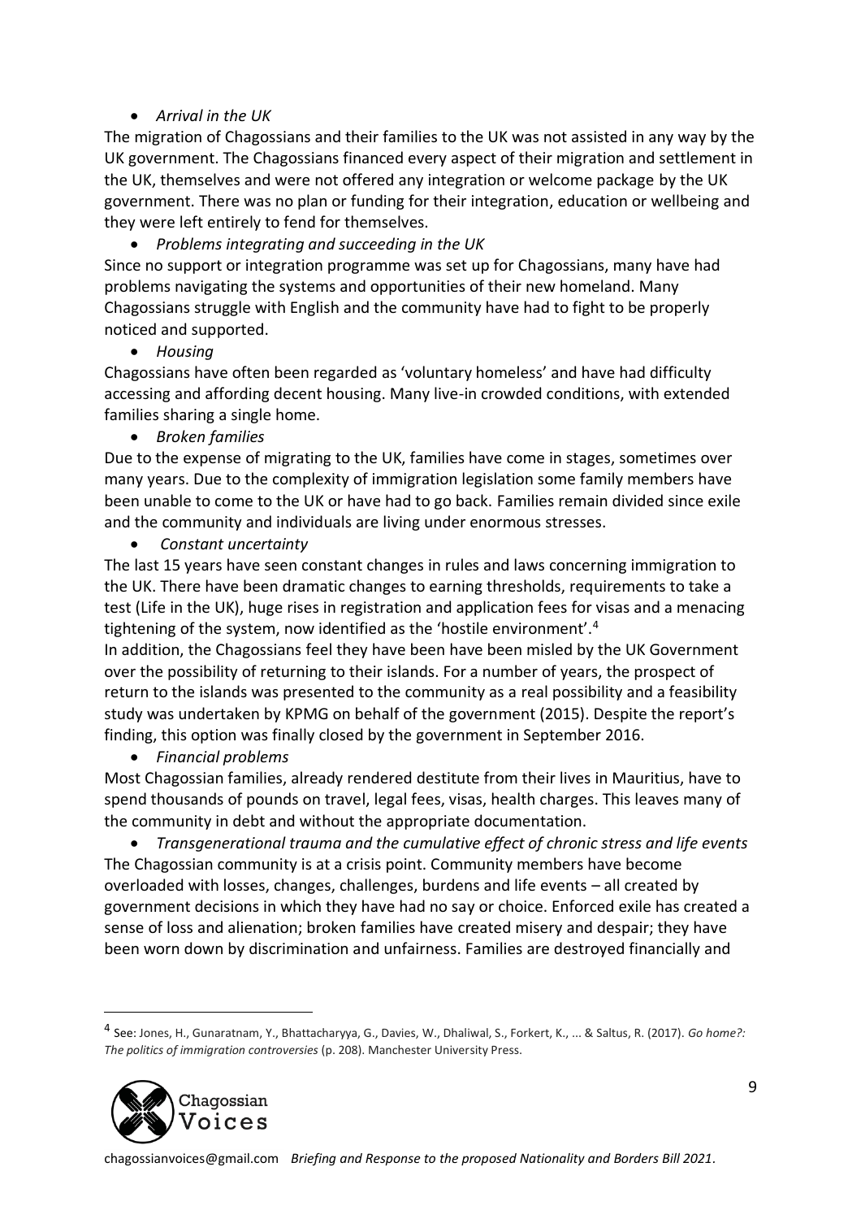- *Arrival in the UK*

The migration of Chagossians and their families to the UK was not assisted in any way by the UK government. The Chagossians financed every aspect of their migration and settlement in the UK, themselves and were not offered any integration or welcome package by the UK government. There was no plan or funding for their integration, education or wellbeing and they were left entirely to fend for themselves.

- *Problems integrating and succeeding in the UK*

Since no support or integration programme was set up for Chagossians, many have had problems navigating the systems and opportunities of their new homeland. Many Chagossians struggle with English and the community have had to fight to be properly noticed and supported.

- *Housing*

Chagossians have often been regarded as 'voluntary homeless' and have had difficulty accessing and affording decent housing. Many live-in crowded conditions, with extended families sharing a single home.

- *Broken families*

Due to the expense of migrating to the UK, families have come in stages, sometimes over many years. Due to the complexity of immigration legislation some family members have been unable to come to the UK or have had to go back. Families remain divided since exile and the community and individuals are living under enormous stresses.

- *Constant uncertainty*

The last 15 years have seen constant changes in rules and laws concerning immigration to the UK. There have been dramatic changes to earning thresholds, requirements to take a test (Life in the UK), huge rises in registration and application fees for visas and a menacing tightening of the system, now identified as the 'hostile environment'.[4]

In addition, the Chagossians feel they have been have been misled by the UK Government over the possibility of returning to their islands. For a number of years, the prospect of return to the islands was presented to the community as a real possibility and a feasibility study was undertaken by KPMG on behalf of the government (2015). Despite the report's finding, this option was finally closed by the government in September 2016.

- *Financial problems*

Most Chagossian families, already rendered destitute from their lives in Mauritius, have to spend thousands of pounds on travel, legal fees, visas, health charges. This leaves many of the community in debt and without the appropriate documentation.

- *Transgenerational trauma and the cumulative effect of chronic stress and life events*

The Chagossian community is at a crisis point. Community members have become overloaded with losses, changes, challenges, burdens and life events – all created by government decisions in which they have had no say or choice. Enforced exile has created a sense of loss and alienation; broken families have created misery and despair; they have been worn down by discrimination and unfairness. Families are destroyed financially and

---

[4] See: Jones, H., Gunaratnam, Y., Bhattacharyya, G., Davies, W., Dhaliwal, S., Forkert, K., ... & Saltus, R. (2017). *Go home?: The politics of immigration controversies* (p. 208). Manchester University Press.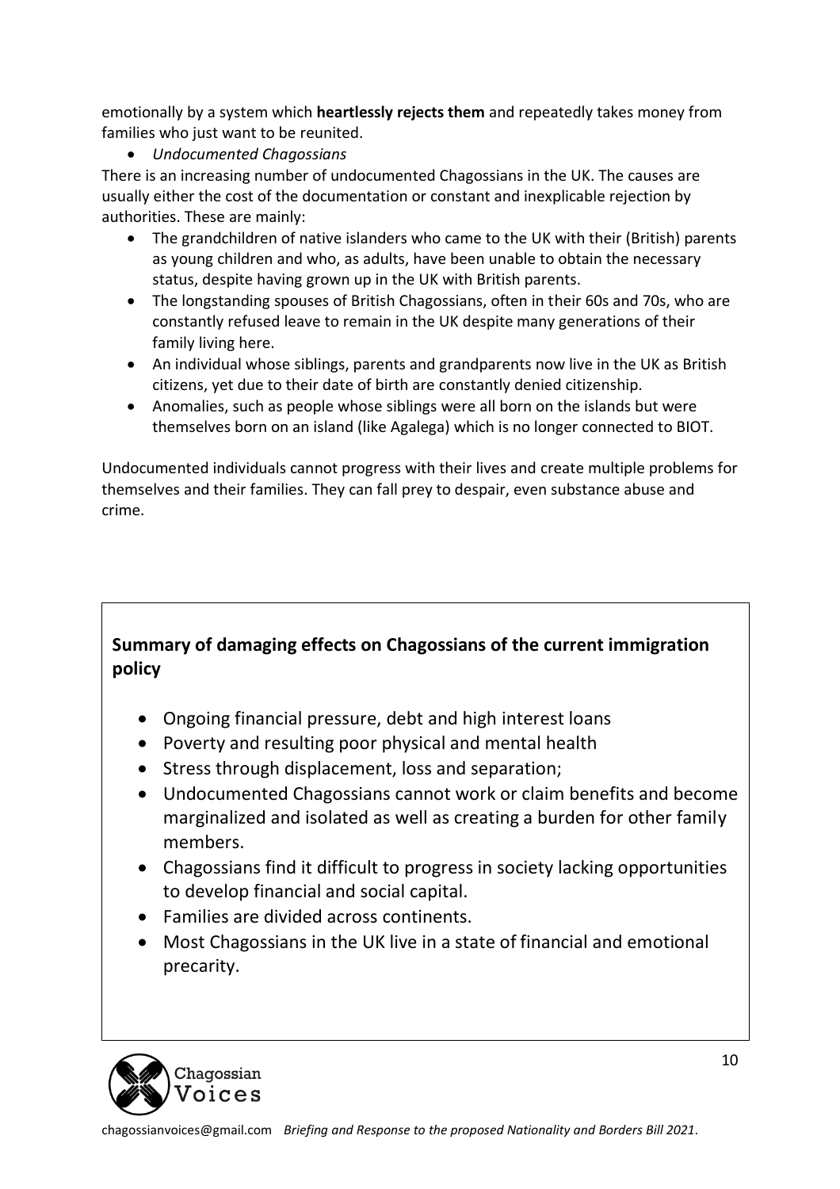emotionally by a system which **heartlessly rejects them** and repeatedly takes money from families who just want to be reunited.

- *Undocumented Chagossians*

There is an increasing number of undocumented Chagossians in the UK. The causes are usually either the cost of the documentation or constant and inexplicable rejection by authorities. These are mainly:

- The grandchildren of native islanders who came to the UK with their (British) parents as young children and who, as adults, have been unable to obtain the necessary status, despite having grown up in the UK with British parents.
- The longstanding spouses of British Chagossians, often in their 60s and 70s, who are constantly refused leave to remain in the UK despite many generations of their family living here.
- An individual whose siblings, parents and grandparents now live in the UK as British citizens, yet due to their date of birth are constantly denied citizenship.
- Anomalies, such as people whose siblings were all born on the islands but were themselves born on an island (like Agalega) which is no longer connected to BIOT.

Undocumented individuals cannot progress with their lives and create multiple problems for themselves and their families. They can fall prey to despair, even substance abuse and crime.

**Summary of damaging effects on Chagossians of the current immigration policy**

- Ongoing financial pressure, debt and high interest loans
- Poverty and resulting poor physical and mental health
- Stress through displacement, loss and separation;
- Undocumented Chagossians cannot work or claim benefits and become marginalized and isolated as well as creating a burden for other family members.
- Chagossians find it difficult to progress in society lacking opportunities to develop financial and social capital.
- Families are divided across continents.
- Most Chagossians in the UK live in a state of financial and emotional precarity.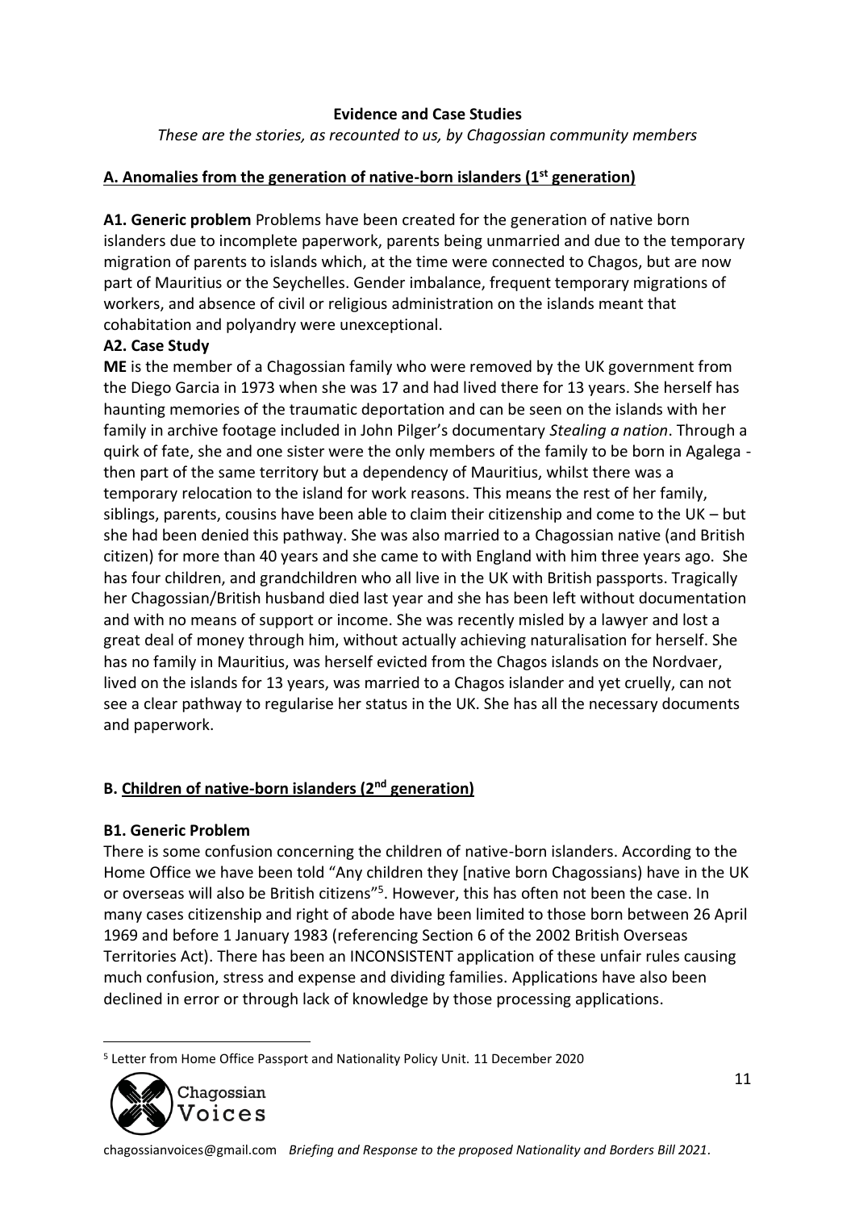**Evidence and Case Studies**

*These are the stories, as recounted to us, by Chagossian community members*

**A. Anomalies from the generation of native-born islanders (1st generation)**

**A1. Generic problem** Problems have been created for the generation of native born islanders due to incomplete paperwork, parents being unmarried and due to the temporary migration of parents to islands which, at the time were connected to Chagos, but are now part of Mauritius or the Seychelles. Gender imbalance, frequent temporary migrations of workers, and absence of civil or religious administration on the islands meant that cohabitation and polyandry were unexceptional.

**A2. Case Study**

**ME** is the member of a Chagossian family who were removed by the UK government from the Diego Garcia in 1973 when she was 17 and had lived there for 13 years. She herself has haunting memories of the traumatic deportation and can be seen on the islands with her family in archive footage included in John Pilger's documentary *Stealing a nation*. Through a quirk of fate, she and one sister were the only members of the family to be born in Agalega - then part of the same territory but a dependency of Mauritius, whilst there was a temporary relocation to the island for work reasons. This means the rest of her family, siblings, parents, cousins have been able to claim their citizenship and come to the UK – but she had been denied this pathway. She was also married to a Chagossian native (and British citizen) for more than 40 years and she came to with England with him three years ago. She has four children, and grandchildren who all live in the UK with British passports. Tragically her Chagossian/British husband died last year and she has been left without documentation and with no means of support or income. She was recently misled by a lawyer and lost a great deal of money through him, without actually achieving naturalisation for herself. She has no family in Mauritius, was herself evicted from the Chagos islands on the Nordvaer, lived on the islands for 13 years, was married to a Chagos islander and yet cruelly, can not see a clear pathway to regularise her status in the UK. She has all the necessary documents and paperwork.

**B. Children of native-born islanders (2nd generation)**

**B1. Generic Problem**

There is some confusion concerning the children of native-born islanders. According to the Home Office we have been told "Any children they [native born Chagossians) have in the UK or overseas will also be British citizens"[5]. However, this has often not been the case. In many cases citizenship and right of abode have been limited to those born between 26 April 1969 and before 1 January 1983 (referencing Section 6 of the 2002 British Overseas Territories Act). There has been an INCONSISTENT application of these unfair rules causing much confusion, stress and expense and dividing families. Applications have also been declined in error or through lack of knowledge by those processing applications.

---

[5] Letter from Home Office Passport and Nationality Policy Unit. 11 December 2020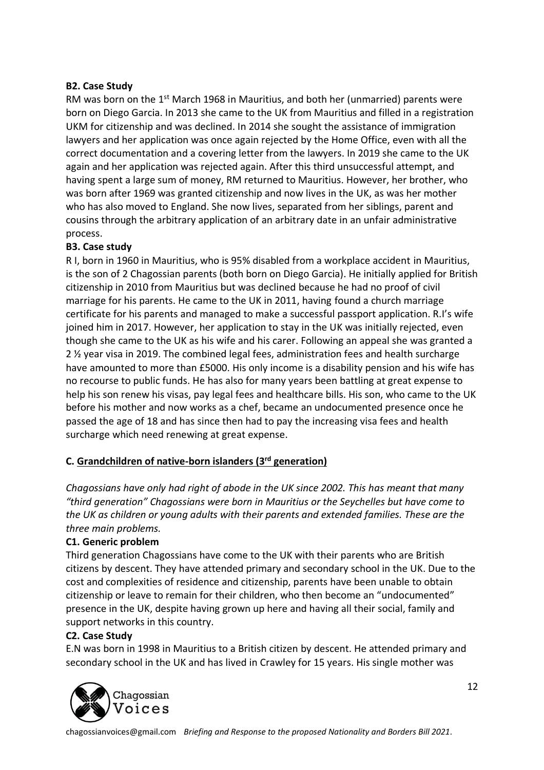**B2. Case Study**

RM was born on the 1st March 1968 in Mauritius, and both her (unmarried) parents were born on Diego Garcia. In 2013 she came to the UK from Mauritius and filled in a registration UKM for citizenship and was declined. In 2014 she sought the assistance of immigration lawyers and her application was once again rejected by the Home Office, even with all the correct documentation and a covering letter from the lawyers. In 2019 she came to the UK again and her application was rejected again. After this third unsuccessful attempt, and having spent a large sum of money, RM returned to Mauritius. However, her brother, who was born after 1969 was granted citizenship and now lives in the UK, as was her mother who has also moved to England. She now lives, separated from her siblings, parent and cousins through the arbitrary application of an arbitrary date in an unfair administrative process.

**B3. Case study**

R I, born in 1960 in Mauritius, who is 95% disabled from a workplace accident in Mauritius, is the son of 2 Chagossian parents (both born on Diego Garcia). He initially applied for British citizenship in 2010 from Mauritius but was declined because he had no proof of civil marriage for his parents. He came to the UK in 2011, having found a church marriage certificate for his parents and managed to make a successful passport application. R.I's wife joined him in 2017. However, her application to stay in the UK was initially rejected, even though she came to the UK as his wife and his carer. Following an appeal she was granted a 2 ½ year visa in 2019. The combined legal fees, administration fees and health surcharge have amounted to more than £5000. His only income is a disability pension and his wife has no recourse to public funds. He has also for many years been battling at great expense to help his son renew his visas, pay legal fees and healthcare bills. His son, who came to the UK before his mother and now works as a chef, became an undocumented presence once he passed the age of 18 and has since then had to pay the increasing visa fees and health surcharge which need renewing at great expense.

**C. Grandchildren of native-born islanders (3rd generation)**

*Chagossians have only had right of abode in the UK since 2002. This has meant that many "third generation" Chagossians were born in Mauritius or the Seychelles but have come to the UK as children or young adults with their parents and extended families. These are the three main problems.*

**C1. Generic problem**

Third generation Chagossians have come to the UK with their parents who are British citizens by descent. They have attended primary and secondary school in the UK. Due to the cost and complexities of residence and citizenship, parents have been unable to obtain citizenship or leave to remain for their children, who then become an "undocumented" presence in the UK, despite having grown up here and having all their social, family and support networks in this country.

**C2. Case Study**

E.N was born in 1998 in Mauritius to a British citizen by descent. He attended primary and secondary school in the UK and has lived in Crawley for 15 years. His single mother was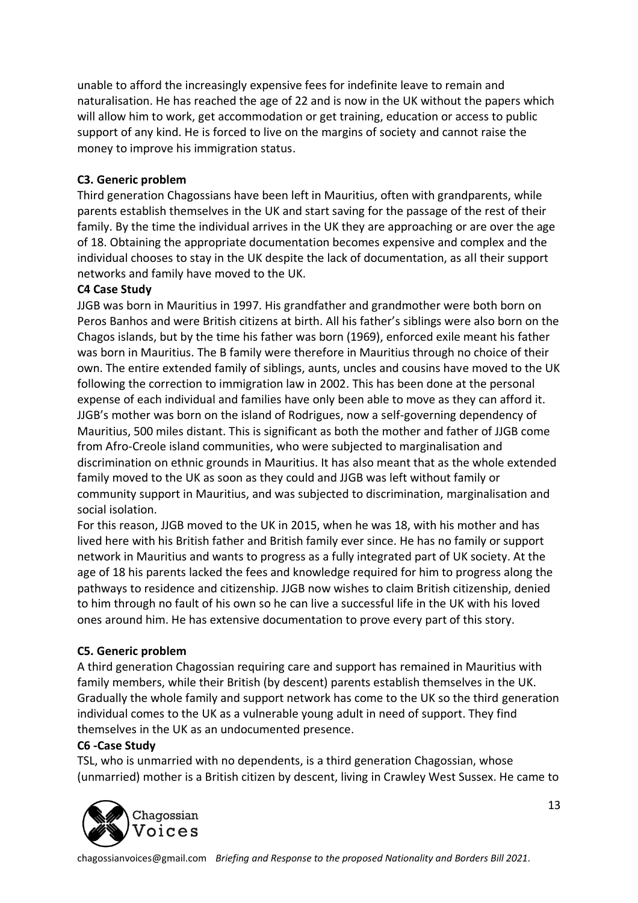unable to afford the increasingly expensive fees for indefinite leave to remain and naturalisation. He has reached the age of 22 and is now in the UK without the papers which will allow him to work, get accommodation or get training, education or access to public support of any kind. He is forced to live on the margins of society and cannot raise the money to improve his immigration status.

**C3. Generic problem**

Third generation Chagossians have been left in Mauritius, often with grandparents, while parents establish themselves in the UK and start saving for the passage of the rest of their family. By the time the individual arrives in the UK they are approaching or are over the age of 18. Obtaining the appropriate documentation becomes expensive and complex and the individual chooses to stay in the UK despite the lack of documentation, as all their support networks and family have moved to the UK.

**C4 Case Study**

JJGB was born in Mauritius in 1997. His grandfather and grandmother were both born on Peros Banhos and were British citizens at birth. All his father's siblings were also born on the Chagos islands, but by the time his father was born (1969), enforced exile meant his father was born in Mauritius. The B family were therefore in Mauritius through no choice of their own. The entire extended family of siblings, aunts, uncles and cousins have moved to the UK following the correction to immigration law in 2002. This has been done at the personal expense of each individual and families have only been able to move as they can afford it. JJGB's mother was born on the island of Rodrigues, now a self-governing dependency of Mauritius, 500 miles distant. This is significant as both the mother and father of JJGB come from Afro-Creole island communities, who were subjected to marginalisation and discrimination on ethnic grounds in Mauritius. It has also meant that as the whole extended family moved to the UK as soon as they could and JJGB was left without family or community support in Mauritius, and was subjected to discrimination, marginalisation and social isolation.

For this reason, JJGB moved to the UK in 2015, when he was 18, with his mother and has lived here with his British father and British family ever since. He has no family or support network in Mauritius and wants to progress as a fully integrated part of UK society. At the age of 18 his parents lacked the fees and knowledge required for him to progress along the pathways to residence and citizenship. JJGB now wishes to claim British citizenship, denied to him through no fault of his own so he can live a successful life in the UK with his loved ones around him. He has extensive documentation to prove every part of this story.

**C5. Generic problem**

A third generation Chagossian requiring care and support has remained in Mauritius with family members, while their British (by descent) parents establish themselves in the UK. Gradually the whole family and support network has come to the UK so the third generation individual comes to the UK as a vulnerable young adult in need of support. They find themselves in the UK as an undocumented presence.

**C6 -Case Study**

TSL, who is unmarried with no dependents, is a third generation Chagossian, whose (unmarried) mother is a British citizen by descent, living in Crawley West Sussex. He came to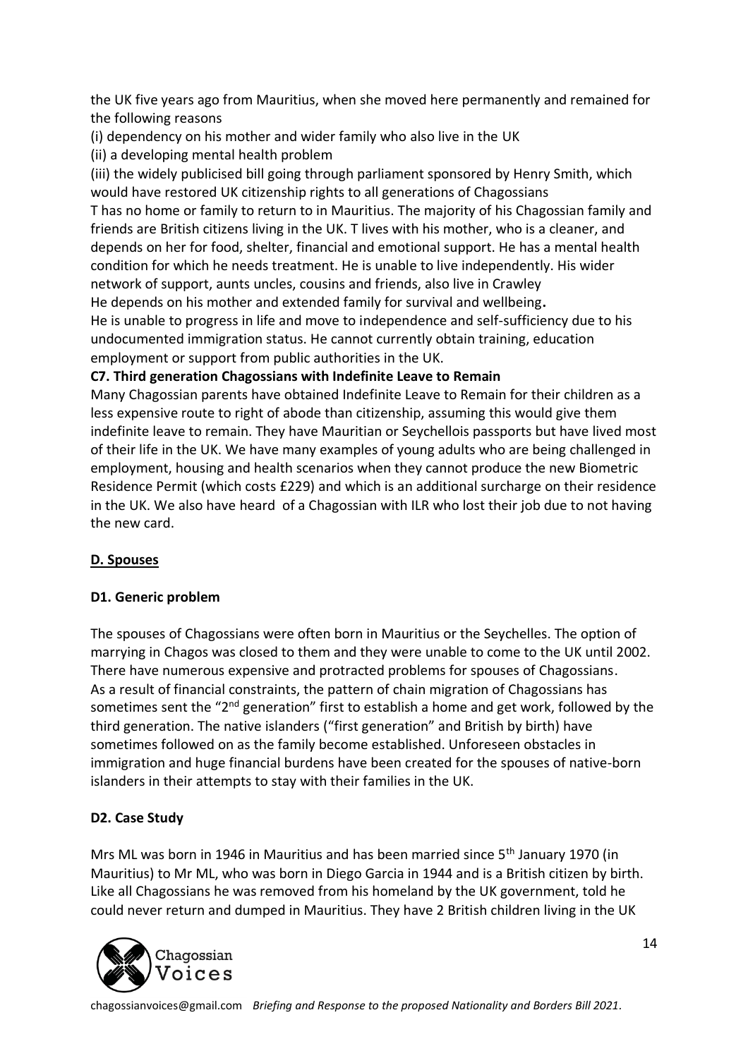the UK five years ago from Mauritius, when she moved here permanently and remained for the following reasons

(i) dependency on his mother and wider family who also live in the UK

(ii) a developing mental health problem

(iii) the widely publicised bill going through parliament sponsored by Henry Smith, which would have restored UK citizenship rights to all generations of Chagossians

T has no home or family to return to in Mauritius. The majority of his Chagossian family and friends are British citizens living in the UK. T lives with his mother, who is a cleaner, and depends on her for food, shelter, financial and emotional support. He has a mental health condition for which he needs treatment. He is unable to live independently. His wider network of support, aunts uncles, cousins and friends, also live in Crawley

He depends on his mother and extended family for survival and wellbeing**.**

He is unable to progress in life and move to independence and self-sufficiency due to his undocumented immigration status. He cannot currently obtain training, education employment or support from public authorities in the UK.

**C7. Third generation Chagossians with Indefinite Leave to Remain**

Many Chagossian parents have obtained Indefinite Leave to Remain for their children as a less expensive route to right of abode than citizenship, assuming this would give them indefinite leave to remain. They have Mauritian or Seychellois passports but have lived most of their life in the UK. We have many examples of young adults who are being challenged in employment, housing and health scenarios when they cannot produce the new Biometric Residence Permit (which costs £229) and which is an additional surcharge on their residence in the UK. We also have heard of a Chagossian with ILR who lost their job due to not having the new card.

## D. Spouses

### D1. Generic problem

The spouses of Chagossians were often born in Mauritius or the Seychelles. The option of marrying in Chagos was closed to them and they were unable to come to the UK until 2002. There have numerous expensive and protracted problems for spouses of Chagossians. As a result of financial constraints, the pattern of chain migration of Chagossians has sometimes sent the "2nd generation" first to establish a home and get work, followed by the third generation. The native islanders ("first generation" and British by birth) have sometimes followed on as the family become established. Unforeseen obstacles in immigration and huge financial burdens have been created for the spouses of native-born islanders in their attempts to stay with their families in the UK.

### D2. Case Study

Mrs ML was born in 1946 in Mauritius and has been married since 5th January 1970 (in Mauritius) to Mr ML, who was born in Diego Garcia in 1944 and is a British citizen by birth. Like all Chagossians he was removed from his homeland by the UK government, told he could never return and dumped in Mauritius. They have 2 British children living in the UK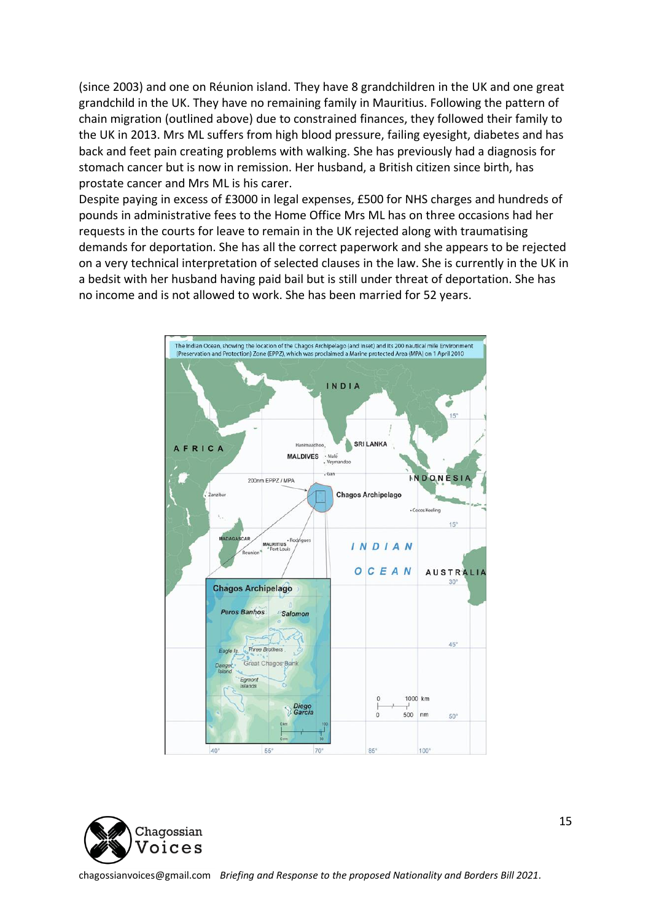(since 2003) and one on Réunion island. They have 8 grandchildren in the UK and one great grandchild in the UK. They have no remaining family in Mauritius. Following the pattern of chain migration (outlined above) due to constrained finances, they followed their family to the UK in 2013. Mrs ML suffers from high blood pressure, failing eyesight, diabetes and has back and feet pain creating problems with walking. She has previously had a diagnosis for stomach cancer but is now in remission. Her husband, a British citizen since birth, has prostate cancer and Mrs ML is his carer.

Despite paying in excess of £3000 in legal expenses, £500 for NHS charges and hundreds of pounds in administrative fees to the Home Office Mrs ML has on three occasions had her requests in the courts for leave to remain in the UK rejected along with traumatising demands for deportation. She has all the correct paperwork and she appears to be rejected on a very technical interpretation of selected clauses in the law. She is currently in the UK in a bedsit with her husband having paid bail but is still under threat of deportation. She has no income and is not allowed to work. She has been married for 52 years.

The Indian Ocean, showing the location of the Chagos Archipelago (and inset) and its 200 nautical mile Environment (Preservation and Protection) Zone (EPPZ), which was proclaimed a Marine protected Area (MPA) on 1 April 2010

INDIA
AFRICA
SRI LANKA
MALDIVES
INDONESIA
200nm EPPZ / MPA
Chagos Archipelago
MADAGASCAR
MAURITIUS
Port Louis
Reunion
Rodrigues
INDIAN OCEAN
AUSTRALIA

Chagos Archipelago
Peros Banhos
Salomon
Eagle Is.
Three Brothers
Great Chagos Bank
Danger Island
Egmont Islands
Diego Garcia